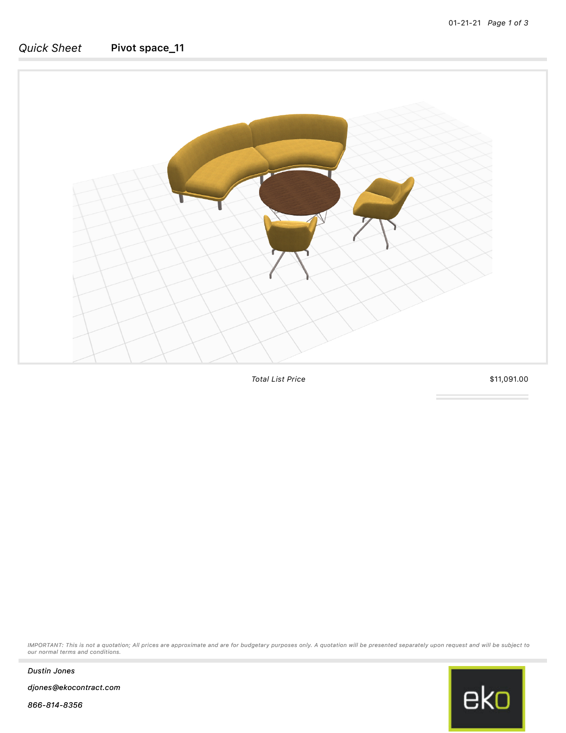*Quick Sheet* **Pivot space_11**

| *Total List Price* | $11,091.00 |
| --- | --- |

*IMPORTANT: This is not a quotation; All prices are approximate and are for budgetary purposes only. A quotation will be presented separately upon request and will be subject to our normal terms and conditions.*

*Dustin Jones*

*djones@ekocontract.com*

*866-814-8356*

eko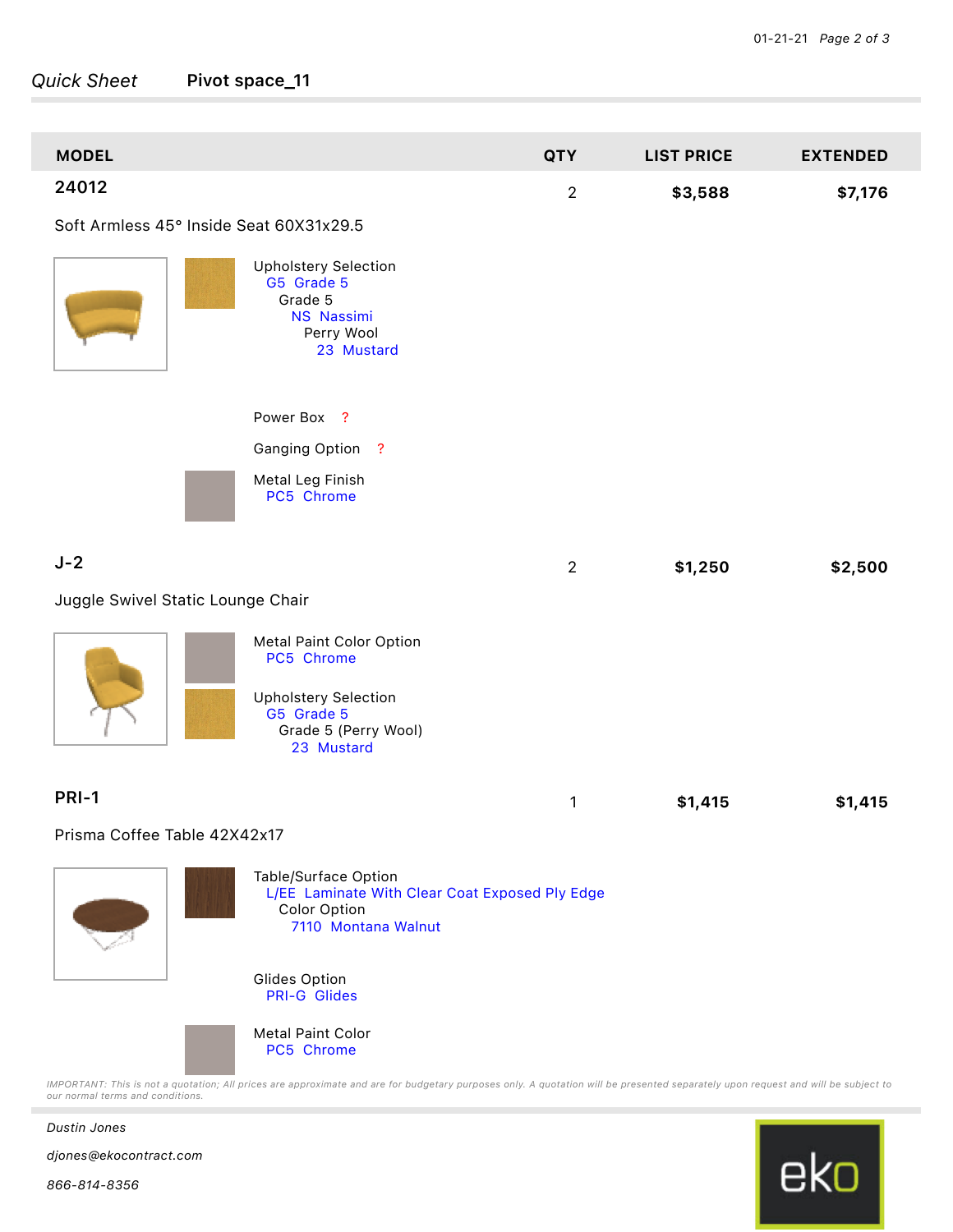*Quick Sheet* **Pivot space_11**

| MODEL | QTY | LIST PRICE | EXTENDED |
|---|---|---|---|
| **24012** | 2 | **$3,588** | **$7,176** |

Soft Armless 45° Inside Seat 60X31x29.5

Upholstery Selection
- G5 Grade 5
  - Grade 5
    - NS Nassimi
      - Perry Wool
        - 23 Mustard

Power Box ?

Ganging Option ?

Metal Leg Finish
- PC5 Chrome

| MODEL | QTY | LIST PRICE | EXTENDED |
|---|---|---|---|
| **J-2** | 2 | **$1,250** | **$2,500** |

Juggle Swivel Static Lounge Chair

Metal Paint Color Option
- PC5 Chrome

Upholstery Selection
- G5 Grade 5
  - Grade 5 (Perry Wool)
    - 23 Mustard

| MODEL | QTY | LIST PRICE | EXTENDED |
|---|---|---|---|
| **PRI-1** | 1 | **$1,415** | **$1,415** |

Prisma Coffee Table 42X42x17

Table/Surface Option
- L/EE Laminate With Clear Coat Exposed Ply Edge
  - Color Option
    - 7110 Montana Walnut

Glides Option
- PRI-G Glides

Metal Paint Color
- PC5 Chrome

*IMPORTANT: This is not a quotation; All prices are approximate and are for budgetary purposes only. A quotation will be presented separately upon request and will be subject to our normal terms and conditions.*

*Dustin Jones*

*djones@ekocontract.com*

*866-814-8356*

eko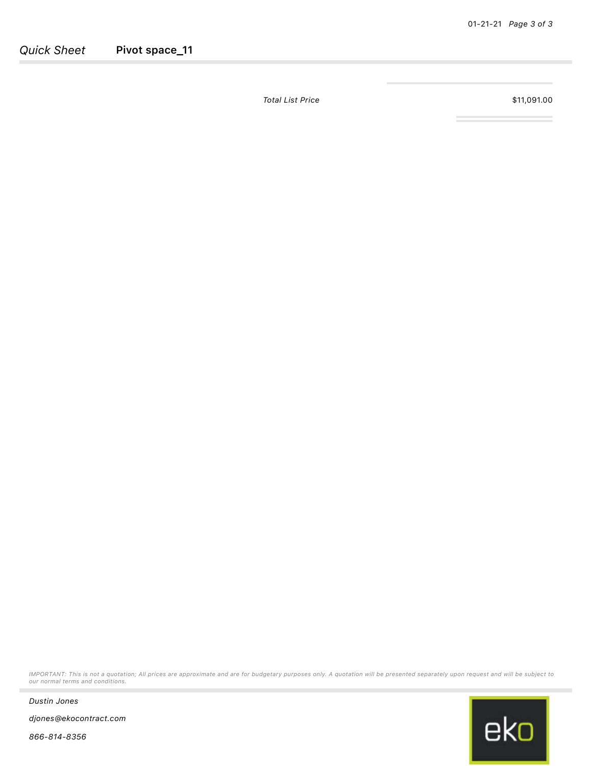*Quick Sheet* **Pivot space_11**

| | |
|---|---|
| *Total List Price* | $11,091.00 |

*IMPORTANT: This is not a quotation; All prices are approximate and are for budgetary purposes only. A quotation will be presented separately upon request and will be subject to our normal terms and conditions.*

*Dustin Jones*

*djones@ekocontract.com*

*866-814-8356*